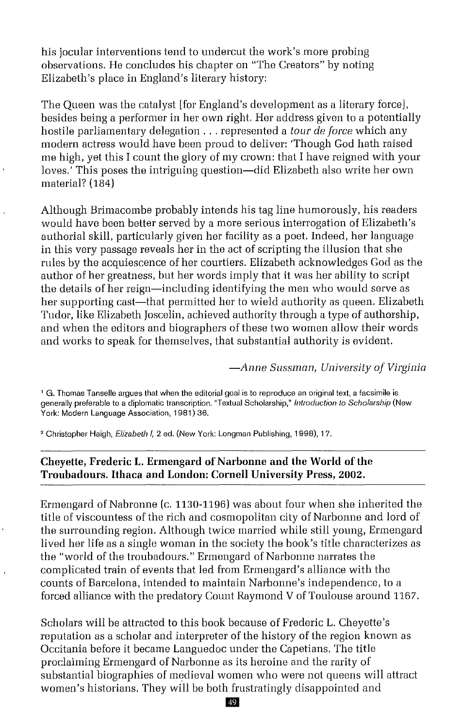his jocular interventions tend to undercut the work's more probing observations. He concludes his chapter on "The Creators" by noting Elizabeth's place in England's literary history:

> The Queen was the catalyst [for England's development as a literary force], besides being a performer in her own right. Her address given to a potentially hostile parliamentary delegation . . . represented a *tour de force* which any modern actress would have been proud to deliver: 'Though God hath raised me high, yet this I count the glory of my crown: that I have reigned with your loves.' This poses the intriguing question—did Elizabeth also write her own material? (184)

Although Brimacombe probably intends his tag line humorously, his readers would have been better served by a more serious interrogation of Elizabeth's authorial skill, particularly given her facility as a poet. Indeed, her language in this very passage reveals her in the act of scripting the illusion that she rules by the acquiescence of her courtiers. Elizabeth acknowledges God as the author of her greatness, but her words imply that it was her ability to script the details of her reign—including identifying the men who would serve as her supporting cast—that permitted her to wield authority as queen. Elizabeth Tudor, like Elizabeth Joscelin, achieved authority through a type of authorship, and when the editors and biographers of these two women allow their words and works to speak for themselves, that substantial authority is evident.

*—Anne Sussman, University of Virginia*

[1] G. Thomas Tanselle argues that when the editorial goal is to reproduce an original text, a facsimile is generally preferable to a diplomatic transcription. "Textual Scholarship," *Introduction to Scholarship* (New York: Modern Language Association, 1981) 36.

[2] Christopher Haigh, *Elizabeth I*, 2 ed. (New York: Longman Publishing, 1998), 17.

---

**Cheyette, Frederic L. Ermengard of Narbonne and the World of the Troubadours. Ithaca and London: Cornell University Press, 2002.**

---

Ermengard of Nabronne (c. 1130-1196) was about four when she inherited the title of viscountess of the rich and cosmopolitan city of Narbonne and lord of the surrounding region. Although twice married while still young, Ermengard lived her life as a single woman in the society the book's title characterizes as the "world of the troubadours." Ermengard of Narbonne narrates the complicated train of events that led from Ermengard's alliance with the counts of Barcelona, intended to maintain Narbonne's independence, to a forced alliance with the predatory Count Raymond V of Toulouse around 1167.

Scholars will be attracted to this book because of Frederic L. Cheyette's reputation as a scholar and interpreter of the history of the region known as Occitania before it became Languedoc under the Capetians. The title proclaiming Ermengard of Narbonne as its heroine and the rarity of substantial biographies of medieval women who were not queens will attract women's historians. They will be both frustratingly disappointed and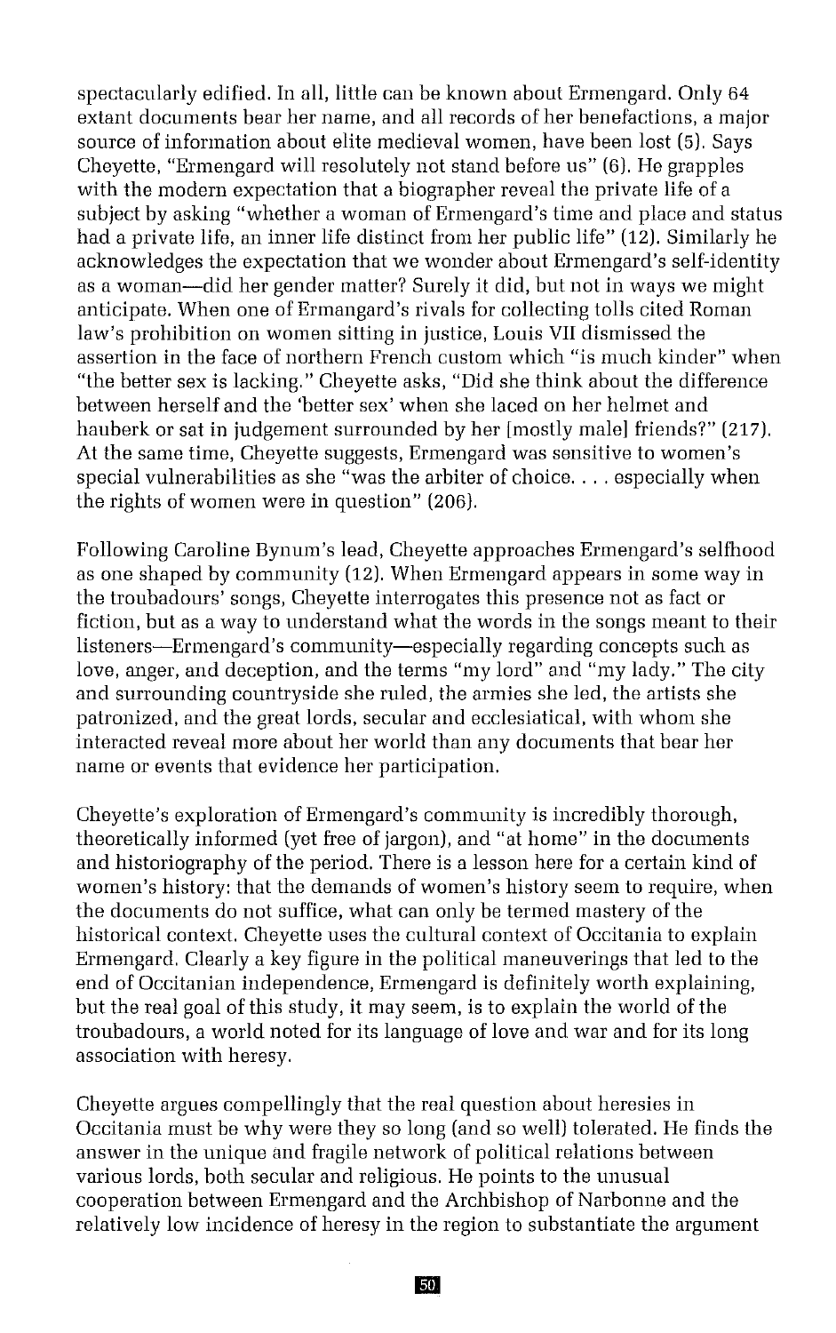spectacularly edified. In all, little can be known about Ermengard. Only 64 extant documents bear her name, and all records of her benefactions, a major source of information about elite medieval women, have been lost (5). Says Cheyette, "Ermengard will resolutely not stand before us" (6). He grapples with the modern expectation that a biographer reveal the private life of a subject by asking "whether a woman of Ermengard's time and place and status had a private life, an inner life distinct from her public life" (12). Similarly he acknowledges the expectation that we wonder about Ermengard's self-identity as a woman—did her gender matter? Surely it did, but not in ways we might anticipate. When one of Ermangard's rivals for collecting tolls cited Roman law's prohibition on women sitting in justice, Louis VII dismissed the assertion in the face of northern French custom which "is much kinder" when "the better sex is lacking." Cheyette asks, "Did she think about the difference between herself and the 'better sex' when she laced on her helmet and hauberk or sat in judgement surrounded by her [mostly male] friends?" (217). At the same time, Cheyette suggests, Ermengard was sensitive to women's special vulnerabilities as she "was the arbiter of choice. . . . especially when the rights of women were in question" (206).

Following Caroline Bynum's lead, Cheyette approaches Ermengard's selfhood as one shaped by community (12). When Ermengard appears in some way in the troubadours' songs, Cheyette interrogates this presence not as fact or fiction, but as a way to understand what the words in the songs meant to their listeners—Ermengard's community—especially regarding concepts such as love, anger, and deception, and the terms "my lord" and "my lady." The city and surrounding countryside she ruled, the armies she led, the artists she patronized, and the great lords, secular and ecclesiatical, with whom she interacted reveal more about her world than any documents that bear her name or events that evidence her participation.

Cheyette's exploration of Ermengard's community is incredibly thorough, theoretically informed (yet free of jargon), and "at home" in the documents and historiography of the period. There is a lesson here for a certain kind of women's history: that the demands of women's history seem to require, when the documents do not suffice, what can only be termed mastery of the historical context. Cheyette uses the cultural context of Occitania to explain Ermengard. Clearly a key figure in the political maneuverings that led to the end of Occitanian independence, Ermengard is definitely worth explaining, but the real goal of this study, it may seem, is to explain the world of the troubadours, a world noted for its language of love and war and for its long association with heresy.

Cheyette argues compellingly that the real question about heresies in Occitania must be why were they so long (and so well) tolerated. He finds the answer in the unique and fragile network of political relations between various lords, both secular and religious. He points to the unusual cooperation between Ermengard and the Archbishop of Narbonne and the relatively low incidence of heresy in the region to substantiate the argument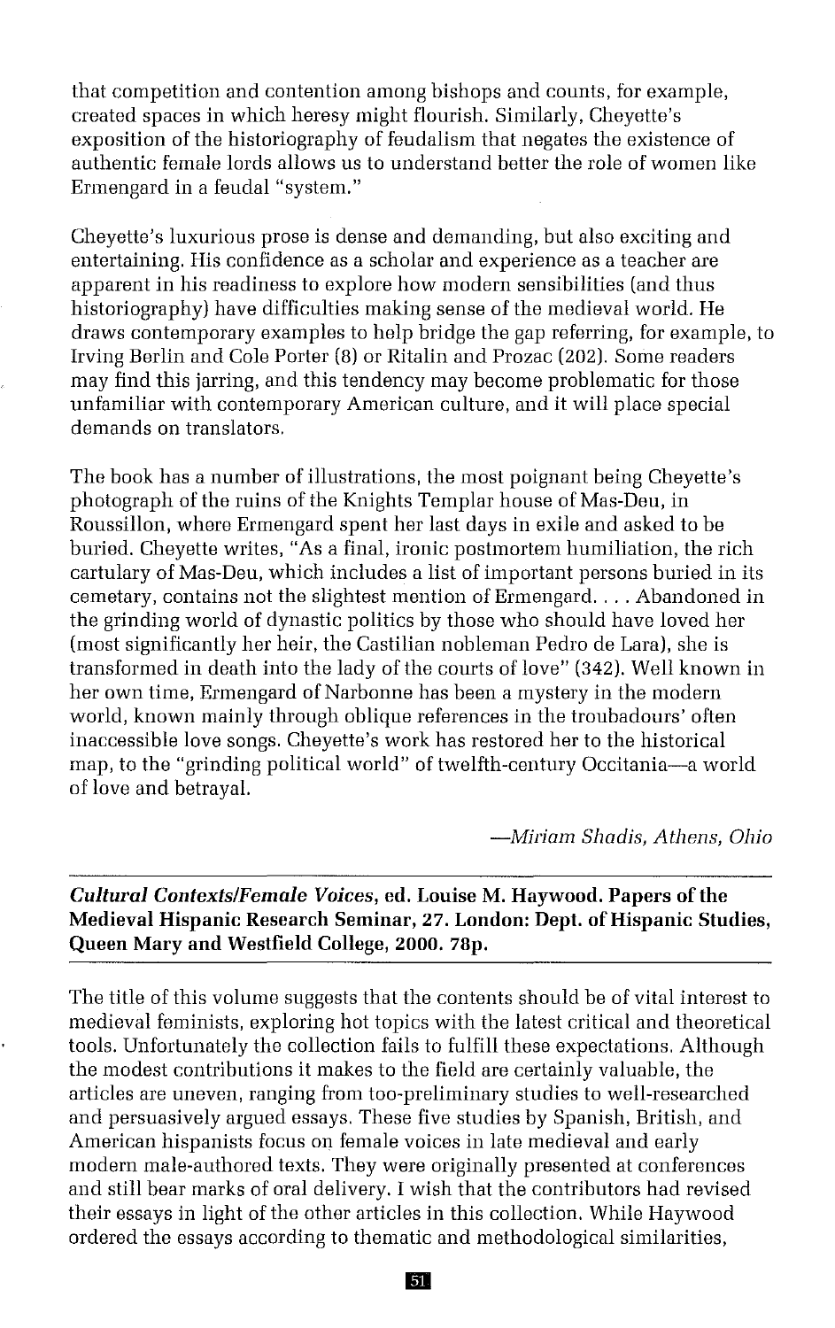that competition and contention among bishops and counts, for example, created spaces in which heresy might flourish. Similarly, Cheyette's exposition of the historiography of feudalism that negates the existence of authentic female lords allows us to understand better the role of women like Ermengard in a feudal "system."

Cheyette's luxurious prose is dense and demanding, but also exciting and entertaining. His confidence as a scholar and experience as a teacher are apparent in his readiness to explore how modern sensibilities (and thus historiography) have difficulties making sense of the medieval world. He draws contemporary examples to help bridge the gap referring, for example, to Irving Berlin and Cole Porter (8) or Ritalin and Prozac (202). Some readers may find this jarring, and this tendency may become problematic for those unfamiliar with contemporary American culture, and it will place special demands on translators.

The book has a number of illustrations, the most poignant being Cheyette's photograph of the ruins of the Knights Templar house of Mas-Deu, in Roussillon, where Ermengard spent her last days in exile and asked to be buried. Cheyette writes, "As a final, ironic postmortem humiliation, the rich cartulary of Mas-Deu, which includes a list of important persons buried in its cemetary, contains not the slightest mention of Ermengard. . . . Abandoned in the grinding world of dynastic politics by those who should have loved her (most significantly her heir, the Castilian nobleman Pedro de Lara), she is transformed in death into the lady of the courts of love" (342). Well known in her own time, Ermengard of Narbonne has been a mystery in the modern world, known mainly through oblique references in the troubadours' often inaccessible love songs. Cheyette's work has restored her to the historical map, to the "grinding political world" of twelfth-century Occitania—a world of love and betrayal.

—*Miriam Shadis, Athens, Ohio*

---

***Cultural Contexts/Female Voices*, ed. Louise M. Haywood. Papers of the Medieval Hispanic Research Seminar, 27. London: Dept. of Hispanic Studies, Queen Mary and Westfield College, 2000. 78p.**

---

The title of this volume suggests that the contents should be of vital interest to medieval feminists, exploring hot topics with the latest critical and theoretical tools. Unfortunately the collection fails to fulfill these expectations. Although the modest contributions it makes to the field are certainly valuable, the articles are uneven, ranging from too-preliminary studies to well-researched and persuasively argued essays. These five studies by Spanish, British, and American hispanists focus on female voices in late medieval and early modern male-authored texts. They were originally presented at conferences and still bear marks of oral delivery. I wish that the contributors had revised their essays in light of the other articles in this collection. While Haywood ordered the essays according to thematic and methodological similarities,